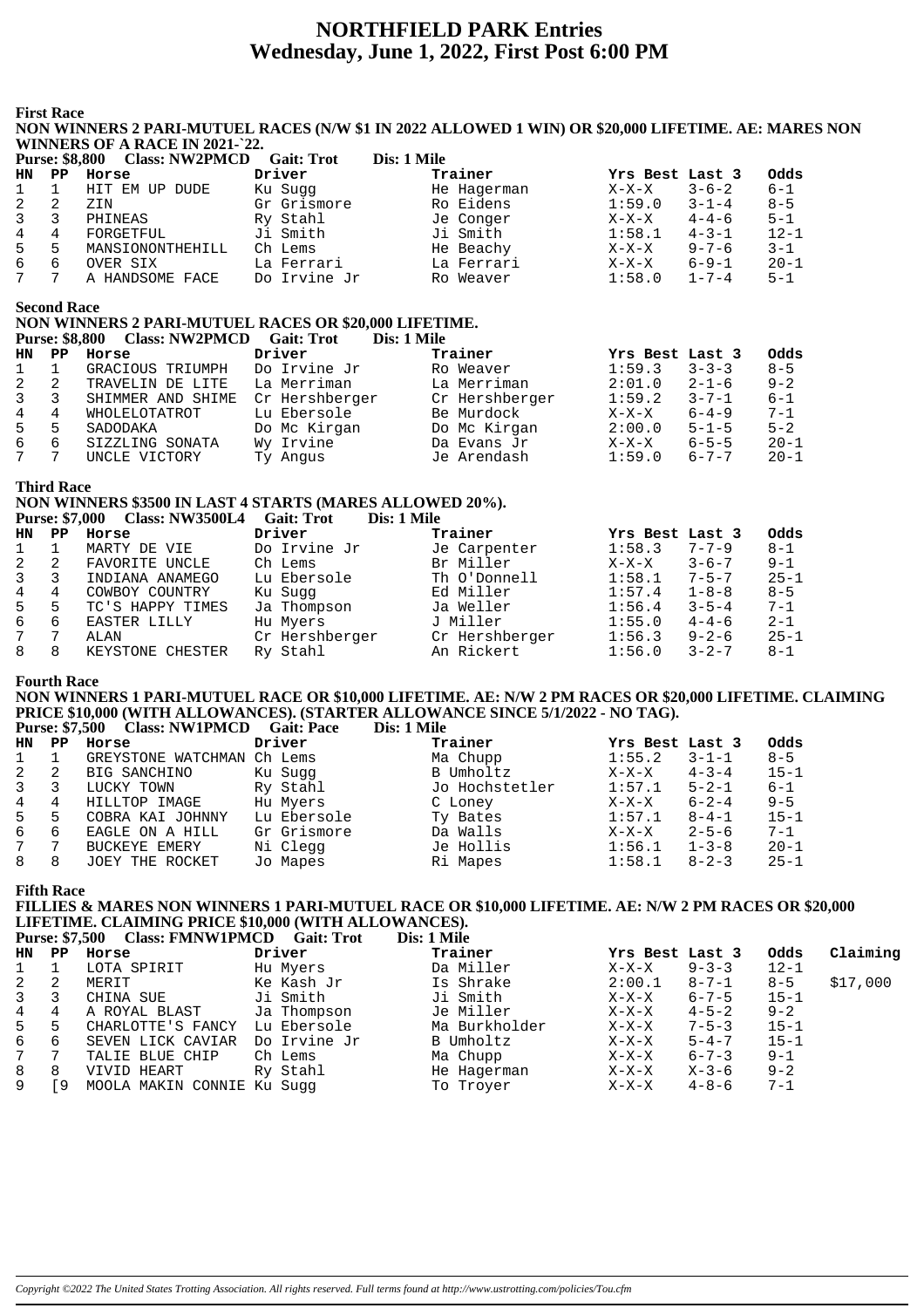# NORTHFIELD PARK Entries
## Wednesday, June 1, 2022, First Post 6:00 PM

**First Race**
**NON WINNERS 2 PARI-MUTUEL RACES (N/W $1 IN 2022 ALLOWED 1 WIN) OR $20,000 LIFETIME. AE: MARES NON WINNERS OF A RACE IN 2021-`22.**
**Purse: $8,800 Class: NW2PMCD Gait: Trot Dis: 1 Mile**

| HN | PP | Horse | Driver | Trainer | Yrs Best | Last 3 | Odds |
|---|---|---|---|---|---|---|---|
| 1 | 1 | HIT EM UP DUDE | Ku Sugg | He Hagerman | X-X-X | 3-6-2 | 6-1 |
| 2 | 2 | ZIN | Gr Grismore | Ro Eidens | 1:59.0 | 3-1-4 | 8-5 |
| 3 | 3 | PHINEAS | Ry Stahl | Je Conger | X-X-X | 4-4-6 | 5-1 |
| 4 | 4 | FORGETFUL | Ji Smith | Ji Smith | 1:58.1 | 4-3-1 | 12-1 |
| 5 | 5 | MANSIONONTHEHILL | Ch Lems | He Beachy | X-X-X | 9-7-6 | 3-1 |
| 6 | 6 | OVER SIX | La Ferrari | La Ferrari | X-X-X | 6-9-1 | 20-1 |
| 7 | 7 | A HANDSOME FACE | Do Irvine Jr | Ro Weaver | 1:58.0 | 1-7-4 | 5-1 |

**Second Race**
**NON WINNERS 2 PARI-MUTUEL RACES OR $20,000 LIFETIME.**
**Purse: $8,800 Class: NW2PMCD Gait: Trot Dis: 1 Mile**

| HN | PP | Horse | Driver | Trainer | Yrs Best | Last 3 | Odds |
|---|---|---|---|---|---|---|---|
| 1 | 1 | GRACIOUS TRIUMPH | Do Irvine Jr | Ro Weaver | 1:59.3 | 3-3-3 | 8-5 |
| 2 | 2 | TRAVELIN DE LITE | La Merriman | La Merriman | 2:01.0 | 2-1-6 | 9-2 |
| 3 | 3 | SHIMMER AND SHIME | Cr Hershberger | Cr Hershberger | 1:59.2 | 3-7-1 | 6-1 |
| 4 | 4 | WHOLELOTATROT | Lu Ebersole | Be Murdock | X-X-X | 6-4-9 | 7-1 |
| 5 | 5 | SADODAKA | Do Mc Kirgan | Do Mc Kirgan | 2:00.0 | 5-1-5 | 5-2 |
| 6 | 6 | SIZZLING SONATA | Wy Irvine | Da Evans Jr | X-X-X | 6-5-5 | 20-1 |
| 7 | 7 | UNCLE VICTORY | Ty Angus | Je Arendash | 1:59.0 | 6-7-7 | 20-1 |

**Third Race**
**NON WINNERS $3500 IN LAST 4 STARTS (MARES ALLOWED 20%).**
**Purse: $7,000 Class: NW3500L4 Gait: Trot Dis: 1 Mile**

| HN | PP | Horse | Driver | Trainer | Yrs Best | Last 3 | Odds |
|---|---|---|---|---|---|---|---|
| 1 | 1 | MARTY DE VIE | Do Irvine Jr | Je Carpenter | 1:58.3 | 7-7-9 | 8-1 |
| 2 | 2 | FAVORITE UNCLE | Ch Lems | Br Miller | X-X-X | 3-6-7 | 9-1 |
| 3 | 3 | INDIANA ANAMEGO | Lu Ebersole | Th O'Donnell | 1:58.1 | 7-5-7 | 25-1 |
| 4 | 4 | COWBOY COUNTRY | Ku Sugg | Ed Miller | 1:57.4 | 1-8-8 | 8-5 |
| 5 | 5 | TC'S HAPPY TIMES | Ja Thompson | Ja Weller | 1:56.4 | 3-5-4 | 7-1 |
| 6 | 6 | EASTER LILLY | Hu Myers | J Miller | 1:55.0 | 4-4-6 | 2-1 |
| 7 | 7 | ALAN | Cr Hershberger | Cr Hershberger | 1:56.3 | 9-2-6 | 25-1 |
| 8 | 8 | KEYSTONE CHESTER | Ry Stahl | An Rickert | 1:56.0 | 3-2-7 | 8-1 |

**Fourth Race**
**NON WINNERS 1 PARI-MUTUEL RACE OR $10,000 LIFETIME. AE: N/W 2 PM RACES OR $20,000 LIFETIME. CLAIMING PRICE $10,000 (WITH ALLOWANCES). (STARTER ALLOWANCE SINCE 5/1/2022 - NO TAG).**
**Purse: $7,500 Class: NW1PMCD Gait: Pace Dis: 1 Mile**

| HN | PP | Horse | Driver | Trainer | Yrs Best | Last 3 | Odds |
|---|---|---|---|---|---|---|---|
| 1 | 1 | GREYSTONE WATCHMAN | Ch Lems | Ma Chupp | 1:55.2 | 3-1-1 | 8-5 |
| 2 | 2 | BIG SANCHINO | Ku Sugg | B Umholtz | X-X-X | 4-3-4 | 15-1 |
| 3 | 3 | LUCKY TOWN | Ry Stahl | Jo Hochstetler | 1:57.1 | 5-2-1 | 6-1 |
| 4 | 4 | HILLTOP IMAGE | Hu Myers | C Loney | X-X-X | 6-2-4 | 9-5 |
| 5 | 5 | COBRA KAI JOHNNY | Lu Ebersole | Ty Bates | 1:57.1 | 8-4-1 | 15-1 |
| 6 | 6 | EAGLE ON A HILL | Gr Grismore | Da Walls | X-X-X | 2-5-6 | 7-1 |
| 7 | 7 | BUCKEYE EMERY | Ni Clegg | Je Hollis | 1:56.1 | 1-3-8 | 20-1 |
| 8 | 8 | JOEY THE ROCKET | Jo Mapes | Ri Mapes | 1:58.1 | 8-2-3 | 25-1 |

**Fifth Race**
**FILLIES & MARES NON WINNERS 1 PARI-MUTUEL RACE OR $10,000 LIFETIME. AE: N/W 2 PM RACES OR $20,000 LIFETIME. CLAIMING PRICE $10,000 (WITH ALLOWANCES).**
**Purse: $7,500 Class: FMNW1PMCD Gait: Trot Dis: 1 Mile**

| HN | PP | Horse | Driver | Trainer | Yrs Best | Last 3 | Odds | Claiming |
|---|---|---|---|---|---|---|---|---|
| 1 | 1 | LOTA SPIRIT | Hu Myers | Da Miller | X-X-X | 9-3-3 | 12-1 | |
| 2 | 2 | MERIT | Ke Kash Jr | Is Shrake | 2:00.1 | 8-7-1 | 8-5 | $17,000 |
| 3 | 3 | CHINA SUE | Ji Smith | Ji Smith | X-X-X | 6-7-5 | 15-1 | |
| 4 | 4 | A ROYAL BLAST | Ja Thompson | Je Miller | X-X-X | 4-5-2 | 9-2 | |
| 5 | 5 | CHARLOTTE'S FANCY | Lu Ebersole | Ma Burkholder | X-X-X | 7-5-3 | 15-1 | |
| 6 | 6 | SEVEN LICK CAVIAR | Do Irvine Jr | B Umholtz | X-X-X | 5-4-7 | 15-1 | |
| 7 | 7 | TALIE BLUE CHIP | Ch Lems | Ma Chupp | X-X-X | 6-7-3 | 9-1 | |
| 8 | 8 | VIVID HEART | Ry Stahl | He Hagerman | X-X-X | X-3-6 | 9-2 | |
| 9 | [9 | MOOLA MAKIN CONNIE | Ku Sugg | To Troyer | X-X-X | 4-8-6 | 7-1 | |

*Copyright ©2022 The United States Trotting Association. All rights reserved. Full terms found at http://www.ustrotting.com/policies/Tou.cfm*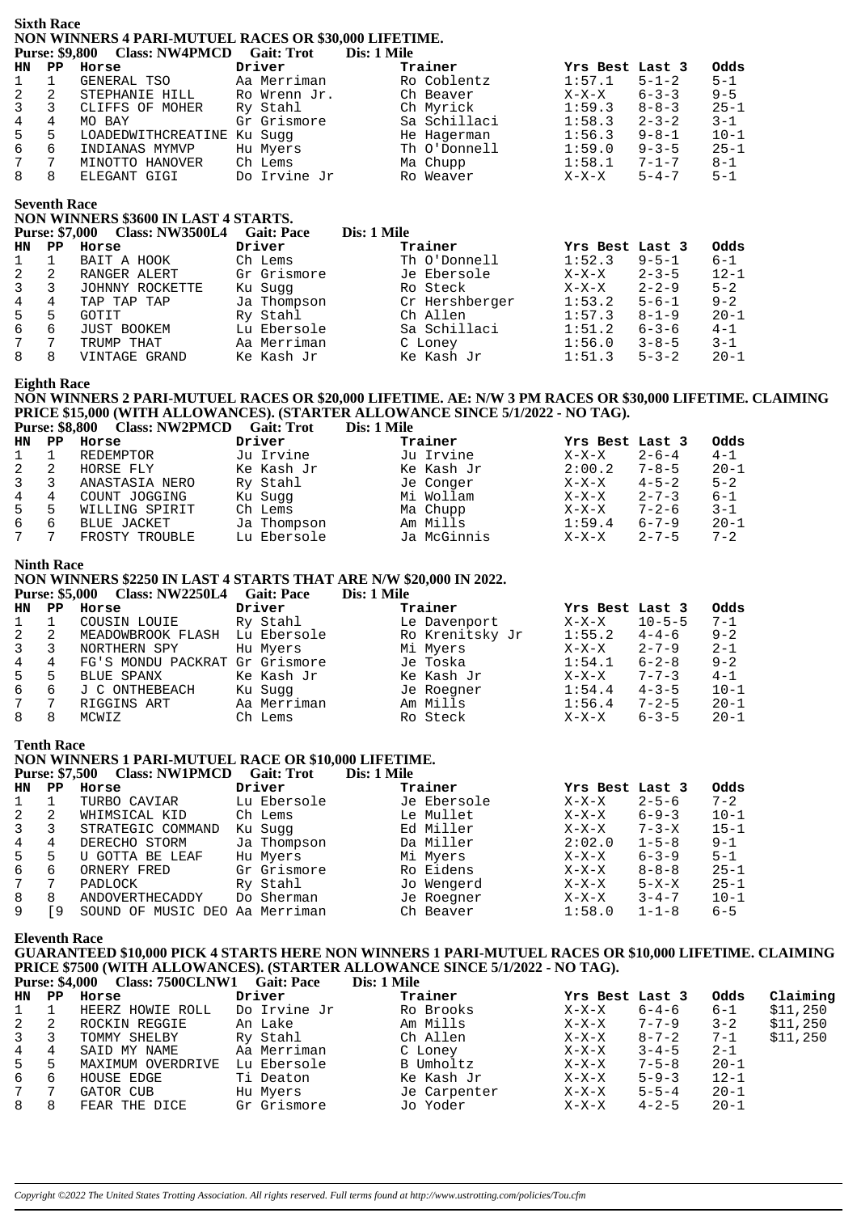## Sixth Race

**NON WINNERS 4 PARI-MUTUEL RACES OR $30,000 LIFETIME.**

**Purse: $9,800 Class: NW4PMCD Gait: Trot Dis: 1 Mile**

| HN | PP | Horse | Driver | Trainer | Yrs Best | Last 3 | Odds |
|---|---|---|---|---|---|---|---|
| 1 | 1 | GENERAL TSO | Aa Merriman | Ro Coblentz | 1:57.1 | 5-1-2 | 5-1 |
| 2 | 2 | STEPHANIE HILL | Ro Wrenn Jr. | Ch Beaver | X-X-X | 6-3-3 | 9-5 |
| 3 | 3 | CLIFFS OF MOHER | Ry Stahl | Ch Myrick | 1:59.3 | 8-8-3 | 25-1 |
| 4 | 4 | MO BAY | Gr Grismore | Sa Schillaci | 1:58.3 | 2-3-2 | 3-1 |
| 5 | 5 | LOADEDWITHCREATINE | Ku Sugg | He Hagerman | 1:56.3 | 9-8-1 | 10-1 |
| 6 | 6 | INDIANAS MYMVP | Hu Myers | Th O'Donnell | 1:59.0 | 9-3-5 | 25-1 |
| 7 | 7 | MINOTTO HANOVER | Ch Lems | Ma Chupp | 1:58.1 | 7-1-7 | 8-1 |
| 8 | 8 | ELEGANT GIGI | Do Irvine Jr | Ro Weaver | X-X-X | 5-4-7 | 5-1 |

## Seventh Race

**NON WINNERS $3600 IN LAST 4 STARTS.**

**Purse: $7,000 Class: NW3500L4 Gait: Pace Dis: 1 Mile**

| HN | PP | Horse | Driver | Trainer | Yrs Best | Last 3 | Odds |
|---|---|---|---|---|---|---|---|
| 1 | 1 | BAIT A HOOK | Ch Lems | Th O'Donnell | 1:52.3 | 9-5-1 | 6-1 |
| 2 | 2 | RANGER ALERT | Gr Grismore | Je Ebersole | X-X-X | 2-3-5 | 12-1 |
| 3 | 3 | JOHNNY ROCKETTE | Ku Sugg | Ro Steck | X-X-X | 2-2-9 | 5-2 |
| 4 | 4 | TAP TAP TAP | Ja Thompson | Cr Hershberger | 1:53.2 | 5-6-1 | 9-2 |
| 5 | 5 | GOTIT | Ry Stahl | Ch Allen | 1:57.3 | 8-1-9 | 20-1 |
| 6 | 6 | JUST BOOKEM | Lu Ebersole | Sa Schillaci | 1:51.2 | 6-3-6 | 4-1 |
| 7 | 7 | TRUMP THAT | Aa Merriman | C Loney | 1:56.0 | 3-8-5 | 3-1 |
| 8 | 8 | VINTAGE GRAND | Ke Kash Jr | Ke Kash Jr | 1:51.3 | 5-3-2 | 20-1 |

## Eighth Race

**NON WINNERS 2 PARI-MUTUEL RACES OR $20,000 LIFETIME. AE: N/W 3 PM RACES OR $30,000 LIFETIME. CLAIMING PRICE $15,000 (WITH ALLOWANCES). (STARTER ALLOWANCE SINCE 5/1/2022 - NO TAG).**

**Purse: $8,800 Class: NW2PMCD Gait: Trot Dis: 1 Mile**

| HN | PP | Horse | Driver | Trainer | Yrs Best | Last 3 | Odds |
|---|---|---|---|---|---|---|---|
| 1 | 1 | REDEMPTOR | Ju Irvine | Ju Irvine | X-X-X | 2-6-4 | 4-1 |
| 2 | 2 | HORSE FLY | Ke Kash Jr | Ke Kash Jr | 2:00.2 | 7-8-5 | 20-1 |
| 3 | 3 | ANASTASIA NERO | Ry Stahl | Je Conger | X-X-X | 4-5-2 | 5-2 |
| 4 | 4 | COUNT JOGGING | Ku Sugg | Mi Wollam | X-X-X | 2-7-3 | 6-1 |
| 5 | 5 | WILLING SPIRIT | Ch Lems | Ma Chupp | X-X-X | 7-2-6 | 3-1 |
| 6 | 6 | BLUE JACKET | Ja Thompson | Am Mills | 1:59.4 | 6-7-9 | 20-1 |
| 7 | 7 | FROSTY TROUBLE | Lu Ebersole | Ja McGinnis | X-X-X | 2-7-5 | 7-2 |

## Ninth Race

**NON WINNERS $2250 IN LAST 4 STARTS THAT ARE N/W $20,000 IN 2022.**

**Purse: $5,000 Class: NW2250L4 Gait: Pace Dis: 1 Mile**

| HN | PP | Horse | Driver | Trainer | Yrs Best | Last 3 | Odds |
|---|---|---|---|---|---|---|---|
| 1 | 1 | COUSIN LOUIE | Ry Stahl | Le Davenport | X-X-X | 10-5-5 | 7-1 |
| 2 | 2 | MEADOWBROOK FLASH | Lu Ebersole | Ro Krenitsky Jr | 1:55.2 | 4-4-6 | 9-2 |
| 3 | 3 | NORTHERN SPY | Hu Myers | Mi Myers | X-X-X | 2-7-9 | 2-1 |
| 4 | 4 | FG'S MONDU PACKRAT | Gr Grismore | Je Toska | 1:54.1 | 6-2-8 | 9-2 |
| 5 | 5 | BLUE SPANX | Ke Kash Jr | Ke Kash Jr | X-X-X | 7-7-3 | 4-1 |
| 6 | 6 | J C ONTHEBEACH | Ku Sugg | Je Roegner | 1:54.4 | 4-3-5 | 10-1 |
| 7 | 7 | RIGGINS ART | Aa Merriman | Am Mills | 1:56.4 | 7-2-5 | 20-1 |
| 8 | 8 | MCWIZ | Ch Lems | Ro Steck | X-X-X | 6-3-5 | 20-1 |

## Tenth Race

**NON WINNERS 1 PARI-MUTUEL RACE OR $10,000 LIFETIME.**

**Purse: $7,500 Class: NW1PMCD Gait: Trot Dis: 1 Mile**

| HN | PP | Horse | Driver | Trainer | Yrs Best | Last 3 | Odds |
|---|---|---|---|---|---|---|---|
| 1 | 1 | TURBO CAVIAR | Lu Ebersole | Je Ebersole | X-X-X | 2-5-6 | 7-2 |
| 2 | 2 | WHIMSICAL KID | Ch Lems | Le Mullet | X-X-X | 6-9-3 | 10-1 |
| 3 | 3 | STRATEGIC COMMAND | Ku Sugg | Ed Miller | X-X-X | 7-3-X | 15-1 |
| 4 | 4 | DERECHO STORM | Ja Thompson | Da Miller | 2:02.0 | 1-5-8 | 9-1 |
| 5 | 5 | U GOTTA BE LEAF | Hu Myers | Mi Myers | X-X-X | 6-3-9 | 5-1 |
| 6 | 6 | ORNERY FRED | Gr Grismore | Ro Eidens | X-X-X | 8-8-8 | 25-1 |
| 7 | 7 | PADLOCK | Ry Stahl | Jo Wengerd | X-X-X | 5-X-X | 25-1 |
| 8 | 8 | ANDOVERTHECADDY | Do Sherman | Je Roegner | X-X-X | 3-4-7 | 10-1 |
| 9 | [9 | SOUND OF MUSIC DEO | Aa Merriman | Ch Beaver | 1:58.0 | 1-1-8 | 6-5 |

## Eleventh Race

**GUARANTEED $10,000 PICK 4 STARTS HERE NON WINNERS 1 PARI-MUTUEL RACES OR $10,000 LIFETIME. CLAIMING PRICE $7500 (WITH ALLOWANCES). (STARTER ALLOWANCE SINCE 5/1/2022 - NO TAG).**

**Purse: $4,000 Class: 7500CLNW1 Gait: Pace Dis: 1 Mile**

| HN | PP | Horse | Driver | Trainer | Yrs Best | Last 3 | Odds | Claiming |
|---|---|---|---|---|---|---|---|---|
| 1 | 1 | HEERZ HOWIE ROLL | Do Irvine Jr | Ro Brooks | X-X-X | 6-4-6 | 6-1 | $11,250 |
| 2 | 2 | ROCKIN REGGIE | An Lake | Am Mills | X-X-X | 7-7-9 | 3-2 | $11,250 |
| 3 | 3 | TOMMY SHELBY | Ry Stahl | Ch Allen | X-X-X | 8-7-2 | 7-1 | $11,250 |
| 4 | 4 | SAID MY NAME | Aa Merriman | C Loney | X-X-X | 3-4-5 | 2-1 | |
| 5 | 5 | MAXIMUM OVERDRIVE | Lu Ebersole | B Umholtz | X-X-X | 7-5-8 | 20-1 | |
| 6 | 6 | HOUSE EDGE | Ti Deaton | Ke Kash Jr | X-X-X | 5-9-3 | 12-1 | |
| 7 | 7 | GATOR CUB | Hu Myers | Je Carpenter | X-X-X | 5-5-4 | 20-1 | |
| 8 | 8 | FEAR THE DICE | Gr Grismore | Jo Yoder | X-X-X | 4-2-5 | 20-1 | |

*Copyright ©2022 The United States Trotting Association. All rights reserved. Full terms found at http://www.ustrotting.com/policies/Tou.cfm*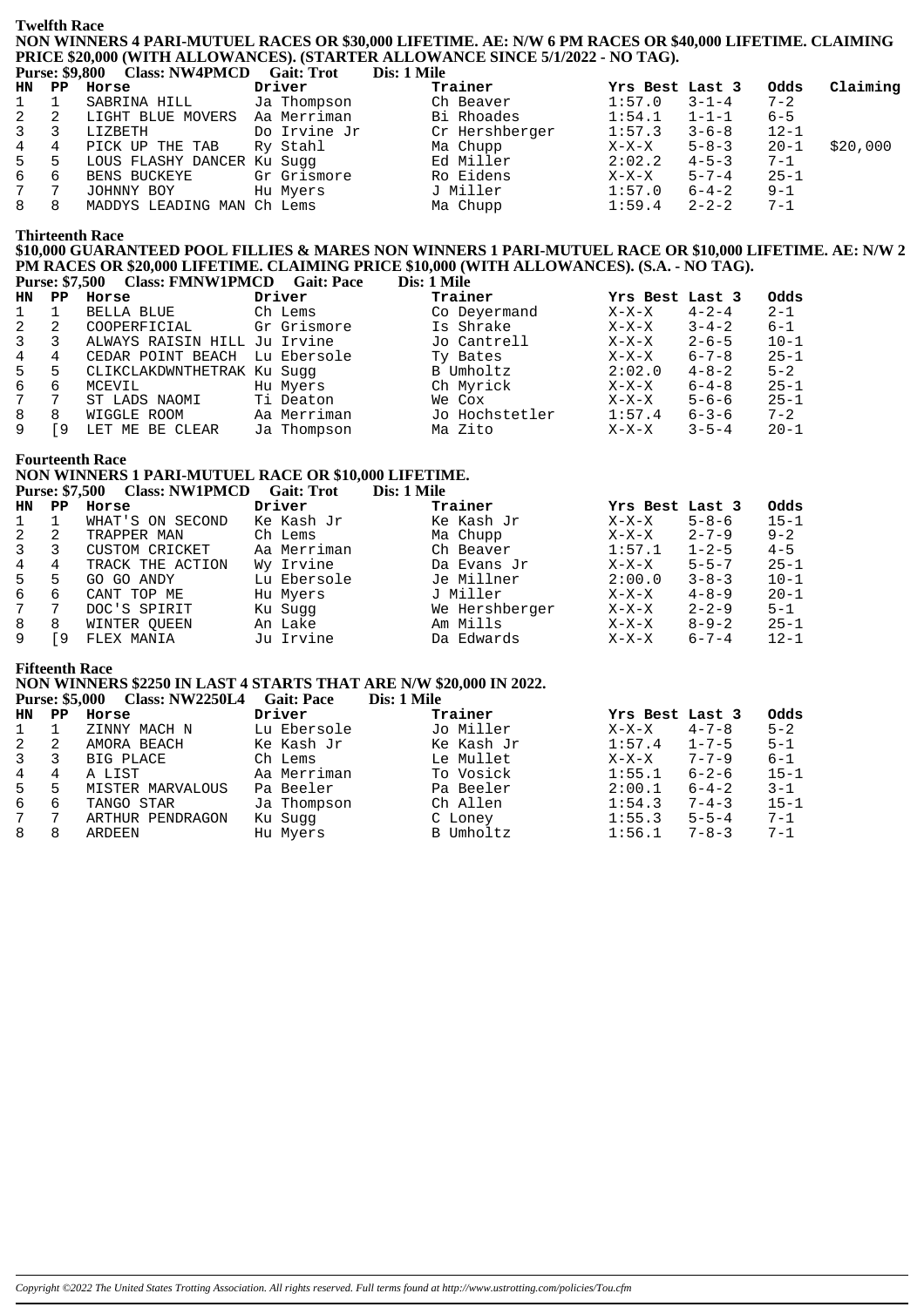## Twelfth Race

**NON WINNERS 4 PARI-MUTUEL RACES OR $30,000 LIFETIME. AE: N/W 6 PM RACES OR $40,000 LIFETIME. CLAIMING PRICE $20,000 (WITH ALLOWANCES). (STARTER ALLOWANCE SINCE 5/1/2022 - NO TAG).**

**Purse: $9,800 Class: NW4PMCD Gait: Trot Dis: 1 Mile**

| HN | PP | Horse | Driver | Trainer | Yrs Best | Last 3 | Odds | Claiming |
|---|---|---|---|---|---|---|---|---|
| 1 | 1 | SABRINA HILL | Ja Thompson | Ch Beaver | 1:57.0 | 3-1-4 | 7-2 | |
| 2 | 2 | LIGHT BLUE MOVERS | Aa Merriman | Bi Rhoades | 1:54.1 | 1-1-1 | 6-5 | |
| 3 | 3 | LIZBETH | Do Irvine Jr | Cr Hershberger | 1:57.3 | 3-6-8 | 12-1 | |
| 4 | 4 | PICK UP THE TAB | Ry Stahl | Ma Chupp | X-X-X | 5-8-3 | 20-1 | $20,000 |
| 5 | 5 | LOUS FLASHY DANCER | Ku Sugg | Ed Miller | 2:02.2 | 4-5-3 | 7-1 | |
| 6 | 6 | BENS BUCKEYE | Gr Grismore | Ro Eidens | X-X-X | 5-7-4 | 25-1 | |
| 7 | 7 | JOHNNY BOY | Hu Myers | J Miller | 1:57.0 | 6-4-2 | 9-1 | |
| 8 | 8 | MADDYS LEADING MAN | Ch Lems | Ma Chupp | 1:59.4 | 2-2-2 | 7-1 | |

## Thirteenth Race

**$10,000 GUARANTEED POOL FILLIES & MARES NON WINNERS 1 PARI-MUTUEL RACE OR $10,000 LIFETIME. AE: N/W 2 PM RACES OR $20,000 LIFETIME. CLAIMING PRICE $10,000 (WITH ALLOWANCES). (S.A. - NO TAG).**

**Purse: $7,500 Class: FMNW1PMCD Gait: Pace Dis: 1 Mile**

| HN | PP | Horse | Driver | Trainer | Yrs Best | Last 3 | Odds |
|---|---|---|---|---|---|---|---|
| 1 | 1 | BELLA BLUE | Ch Lems | Co Deyermand | X-X-X | 4-2-4 | 2-1 |
| 2 | 2 | COOPERFICIAL | Gr Grismore | Is Shrake | X-X-X | 3-4-2 | 6-1 |
| 3 | 3 | ALWAYS RAISIN HILL | Ju Irvine | Jo Cantrell | X-X-X | 2-6-5 | 10-1 |
| 4 | 4 | CEDAR POINT BEACH | Lu Ebersole | Ty Bates | X-X-X | 6-7-8 | 25-1 |
| 5 | 5 | CLIKCLAKDWNTHETRAK | Ku Sugg | B Umholtz | 2:02.0 | 4-8-2 | 5-2 |
| 6 | 6 | MCEVIL | Hu Myers | Ch Myrick | X-X-X | 6-4-8 | 25-1 |
| 7 | 7 | ST LADS NAOMI | Ti Deaton | We Cox | X-X-X | 5-6-6 | 25-1 |
| 8 | 8 | WIGGLE ROOM | Aa Merriman | Jo Hochstetler | 1:57.4 | 6-3-6 | 7-2 |
| 9 | [9 | LET ME BE CLEAR | Ja Thompson | Ma Zito | X-X-X | 3-5-4 | 20-1 |

## Fourteenth Race

**NON WINNERS 1 PARI-MUTUEL RACE OR $10,000 LIFETIME.**

**Purse: $7,500 Class: NW1PMCD Gait: Trot Dis: 1 Mile**

| HN | PP | Horse | Driver | Trainer | Yrs Best | Last 3 | Odds |
|---|---|---|---|---|---|---|---|
| 1 | 1 | WHAT'S ON SECOND | Ke Kash Jr | Ke Kash Jr | X-X-X | 5-8-6 | 15-1 |
| 2 | 2 | TRAPPER MAN | Ch Lems | Ma Chupp | X-X-X | 2-7-9 | 9-2 |
| 3 | 3 | CUSTOM CRICKET | Aa Merriman | Ch Beaver | 1:57.1 | 1-2-5 | 4-5 |
| 4 | 4 | TRACK THE ACTION | Wy Irvine | Da Evans Jr | X-X-X | 5-5-7 | 25-1 |
| 5 | 5 | GO GO ANDY | Lu Ebersole | Je Millner | 2:00.0 | 3-8-3 | 10-1 |
| 6 | 6 | CANT TOP ME | Hu Myers | J Miller | X-X-X | 4-8-9 | 20-1 |
| 7 | 7 | DOC'S SPIRIT | Ku Sugg | We Hershberger | X-X-X | 2-2-9 | 5-1 |
| 8 | 8 | WINTER QUEEN | An Lake | Am Mills | X-X-X | 8-9-2 | 25-1 |
| 9 | [9 | FLEX MANIA | Ju Irvine | Da Edwards | X-X-X | 6-7-4 | 12-1 |

## Fifteenth Race

**NON WINNERS $2250 IN LAST 4 STARTS THAT ARE N/W $20,000 IN 2022.**

**Purse: $5,000 Class: NW2250L4 Gait: Pace Dis: 1 Mile**

| HN | PP | Horse | Driver | Trainer | Yrs Best | Last 3 | Odds |
|---|---|---|---|---|---|---|---|
| 1 | 1 | ZINNY MACH N | Lu Ebersole | Jo Miller | X-X-X | 4-7-8 | 5-2 |
| 2 | 2 | AMORA BEACH | Ke Kash Jr | Ke Kash Jr | 1:57.4 | 1-7-5 | 5-1 |
| 3 | 3 | BIG PLACE | Ch Lems | Le Mullet | X-X-X | 7-7-9 | 6-1 |
| 4 | 4 | A LIST | Aa Merriman | To Vosick | 1:55.1 | 6-2-6 | 15-1 |
| 5 | 5 | MISTER MARVALOUS | Pa Beeler | Pa Beeler | 2:00.1 | 6-4-2 | 3-1 |
| 6 | 6 | TANGO STAR | Ja Thompson | Ch Allen | 1:54.3 | 7-4-3 | 15-1 |
| 7 | 7 | ARTHUR PENDRAGON | Ku Sugg | C Loney | 1:55.3 | 5-5-4 | 7-1 |
| 8 | 8 | ARDEEN | Hu Myers | B Umholtz | 1:56.1 | 7-8-3 | 7-1 |

*Copyright ©2022 The United States Trotting Association. All rights reserved. Full terms found at http://www.ustrotting.com/policies/Tou.cfm*